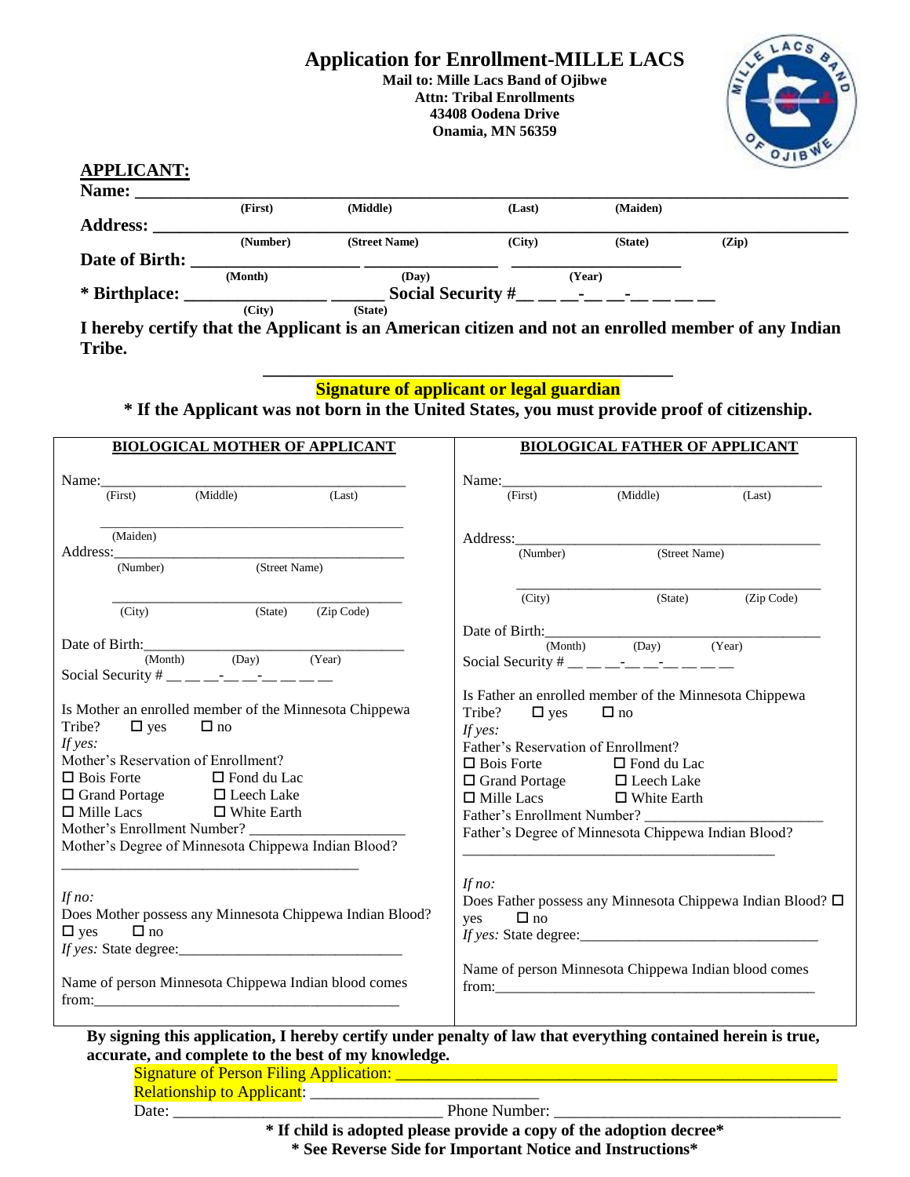# Application for Enrollment-MILLE LACS

**Mail to: Mille Lacs Band of Ojibwe**
**Attn: Tribal Enrollments**
**43408 Oodena Drive**
**Onamia, MN 56359**

## APPLICANT:

**Name:** ______________________________________________
(First) (Middle) (Last) (Maiden)

**Address:** ______________________________________________
(Number) (Street Name) (City) (State) (Zip)

**Date of Birth:** ______________ ______________ ______________
(Month) (Day) (Year)

**\* Birthplace:** ______________ ______ **Social Security #**__ __ __-__ __-__ __ __ __
(City) (State)

**I hereby certify that the Applicant is an American citizen and not an enrolled member of any Indian Tribe.**

______________________________________________
**Signature of applicant or legal guardian**

**\* If the Applicant was not born in the United States, you must provide proof of citizenship.**

| **BIOLOGICAL MOTHER OF APPLICANT** | **BIOLOGICAL FATHER OF APPLICANT** |
|---|---|
| Name:______________________________ (First) (Middle) (Last) | Name:______________________________ (First) (Middle) (Last) |
| ______________________________ (Maiden) | |
| Address:______________________________ (Number) (Street Name) | Address:______________________________ (Number) (Street Name) |
| ______________________________ (City) (State) (Zip Code) | ______________________________ (City) (State) (Zip Code) |
| Date of Birth:______________________________ (Month) (Day) (Year) | Date of Birth:______________________________ (Month) (Day) (Year) |
| Social Security # __ __ __-__ __-__ __ __ __ | Social Security # __ __ __-__ __-__ __ __ __ |
| Is Mother an enrolled member of the Minnesota Chippewa Tribe? ☐ yes ☐ no | Is Father an enrolled member of the Minnesota Chippewa Tribe? ☐ yes ☐ no |
| *If yes:* | *If yes:* |
| Mother's Reservation of Enrollment? | Father's Reservation of Enrollment? |
| ☐ Bois Forte ☐ Fond du Lac | ☐ Bois Forte ☐ Fond du Lac |
| ☐ Grand Portage ☐ Leech Lake | ☐ Grand Portage ☐ Leech Lake |
| ☐ Mille Lacs ☐ White Earth | ☐ Mille Lacs ☐ White Earth |
| Mother's Enrollment Number? ____________ | Father's Enrollment Number? ____________ |
| Mother's Degree of Minnesota Chippewa Indian Blood? ______________________________ | Father's Degree of Minnesota Chippewa Indian Blood? ______________________________ |
| *If no:* | *If no:* |
| Does Mother possess any Minnesota Chippewa Indian Blood? ☐ yes ☐ no | Does Father possess any Minnesota Chippewa Indian Blood? ☐ yes ☐ no |
| *If yes:* State degree:______________________ | *If yes:* State degree:______________________ |
| Name of person Minnesota Chippewa Indian blood comes from:______________________________ | Name of person Minnesota Chippewa Indian blood comes from:______________________________ |

**By signing this application, I hereby certify under penalty of law that everything contained herein is true, accurate, and complete to the best of my knowledge.**

Signature of Person Filing Application: ______________________________________________

Relationship to Applicant: ______________________________

Date: ______________________________ Phone Number: ______________________________

**\* If child is adopted please provide a copy of the adoption decree\***

**\* See Reverse Side for Important Notice and Instructions\***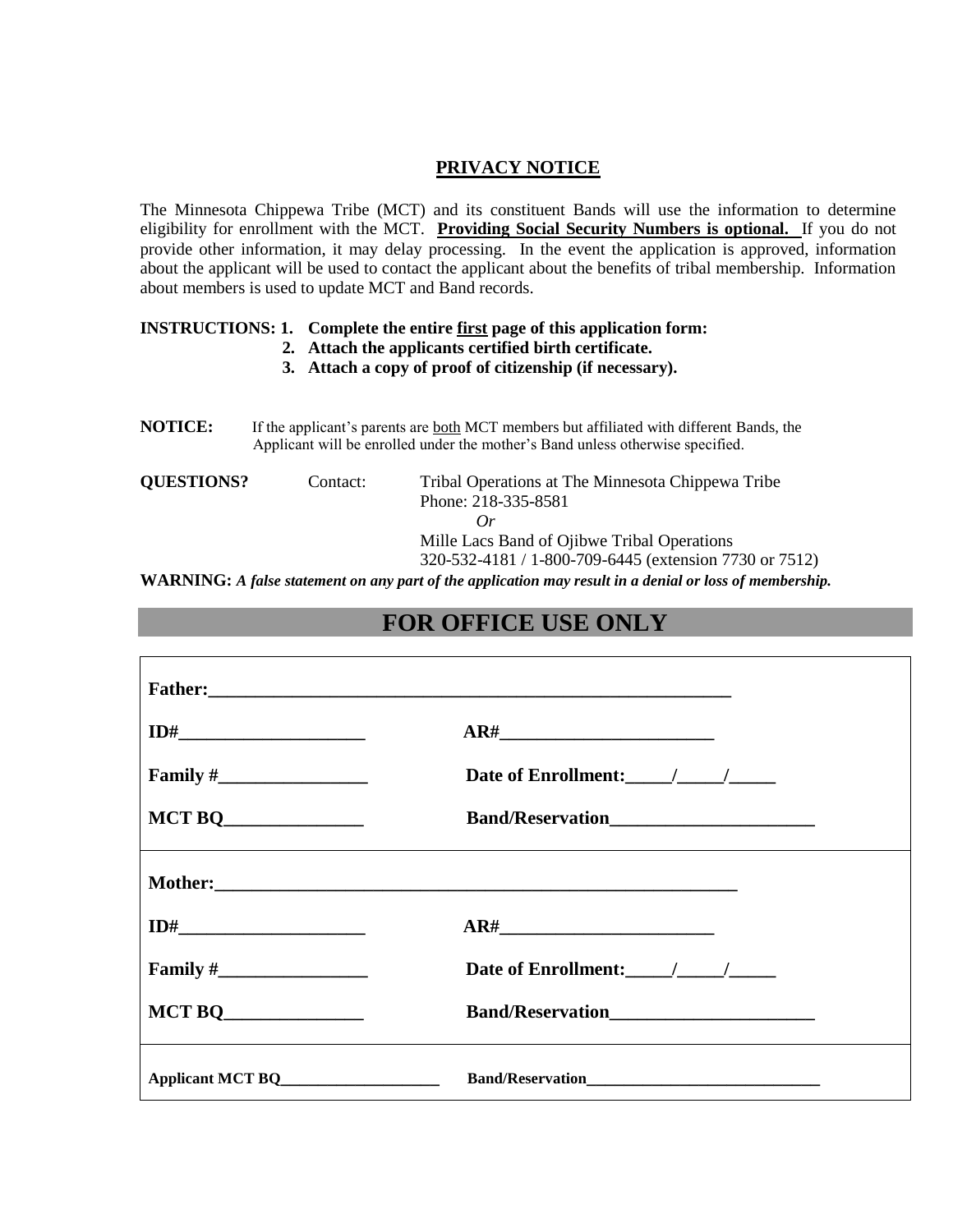## PRIVACY NOTICE

The Minnesota Chippewa Tribe (MCT) and its constituent Bands will use the information to determine eligibility for enrollment with the MCT. **Providing Social Security Numbers is optional.** If you do not provide other information, it may delay processing. In the event the application is approved, information about the applicant will be used to contact the applicant about the benefits of tribal membership. Information about members is used to update MCT and Band records.

**INSTRUCTIONS: 1. Complete the entire first page of this application form:**
**2. Attach the applicants certified birth certificate.**
**3. Attach a copy of proof of citizenship (if necessary).**

**NOTICE:** If the applicant's parents are both MCT members but affiliated with different Bands, the Applicant will be enrolled under the mother's Band unless otherwise specified.

**QUESTIONS?** Contact: Tribal Operations at The Minnesota Chippewa Tribe
Phone: 218-335-8581
*Or*
Mille Lacs Band of Ojibwe Tribal Operations
320-532-4181 / 1-800-709-6445 (extension 7730 or 7512)

**WARNING:** ***A false statement on any part of the application may result in a denial or loss of membership.***

## FOR OFFICE USE ONLY

**Father:**___________________________________________________________

**ID#**____________________ **AR#**_______________________

**Family #**________________ **Date of Enrollment:**_____/_____/_____

**MCT BQ**_______________ **Band/Reservation**______________________

**Mother:**___________________________________________________________

**ID#**____________________ **AR#**_______________________

**Family #**________________ **Date of Enrollment:**_____/_____/_____

**MCT BQ**_______________ **Band/Reservation**______________________

**Applicant MCT BQ**____________________ **Band/Reservation**____________________________